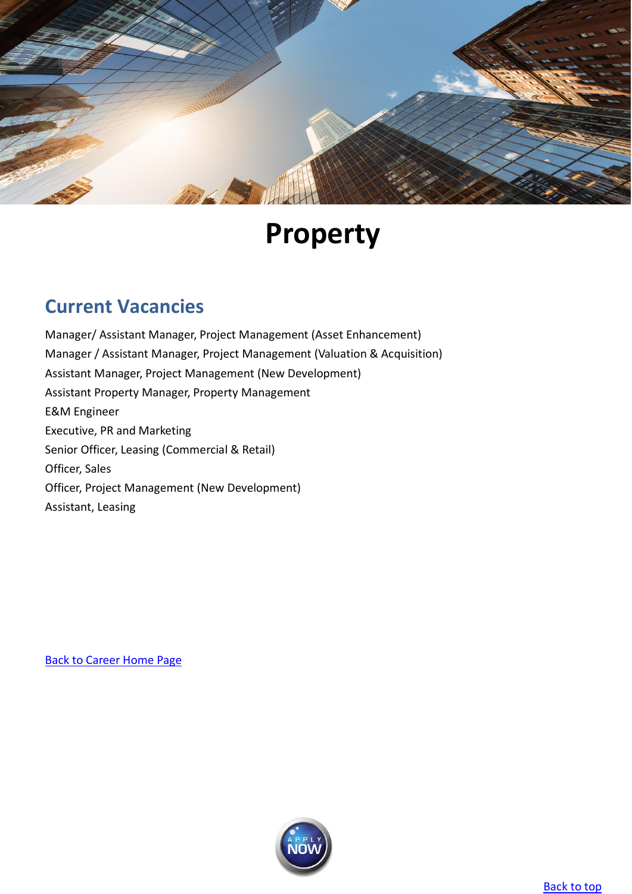# Property

## Current Vacancies

Manager/ Assistant Manager, Project Management (Asset Enhancement)
Manager / Assistant Manager, Project Management (Valuation & Acquisition)
Assistant Manager, Project Management (New Development)
Assistant Property Manager, Property Management
E&M Engineer
Executive, PR and Marketing
Senior Officer, Leasing (Commercial & Retail)
Officer, Sales
Officer, Project Management (New Development)
Assistant, Leasing

Back to Career Home Page

APPLY NOW

Back to top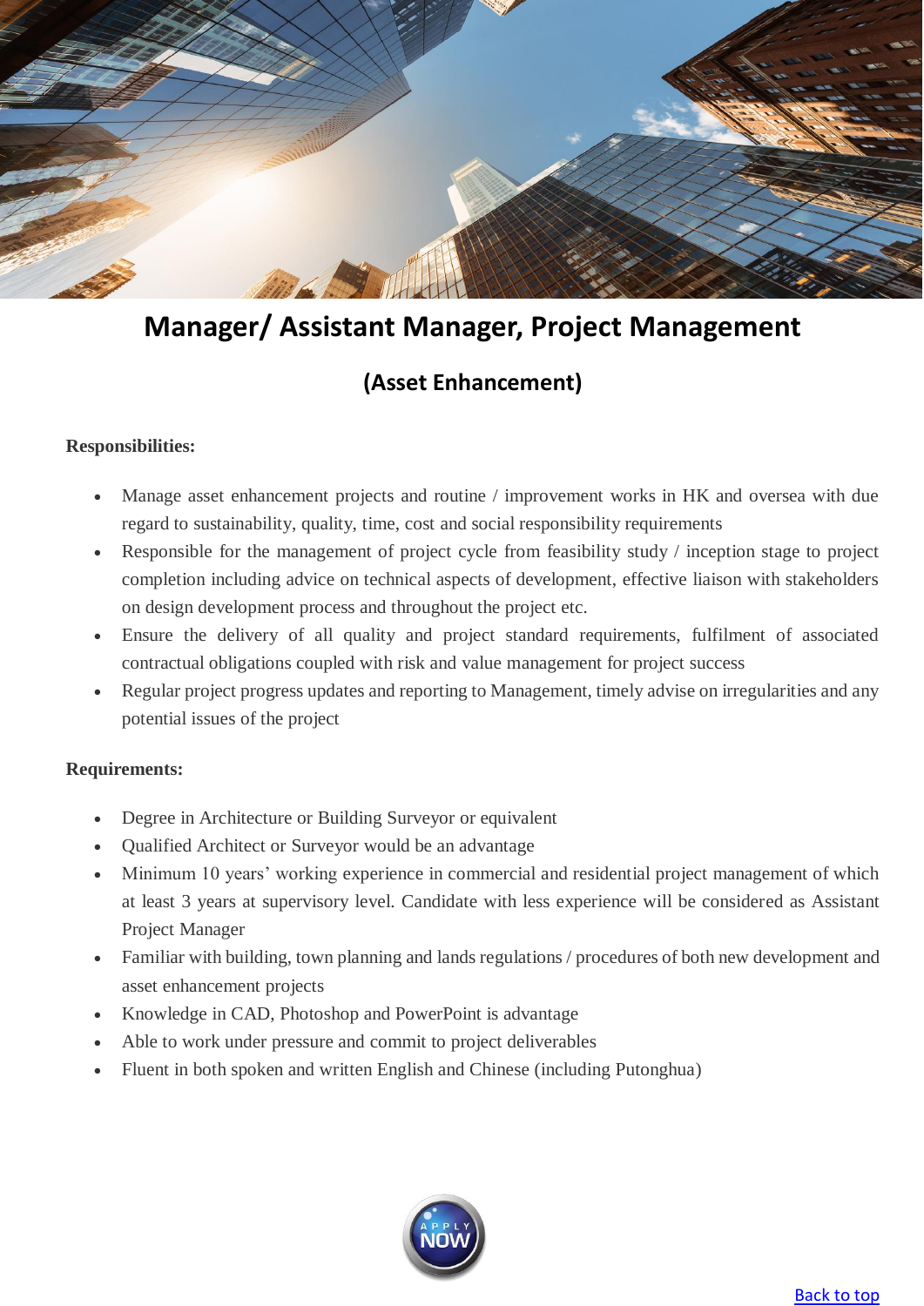# Manager/ Assistant Manager, Project Management

## (Asset Enhancement)

**Responsibilities:**

- Manage asset enhancement projects and routine / improvement works in HK and oversea with due regard to sustainability, quality, time, cost and social responsibility requirements
- Responsible for the management of project cycle from feasibility study / inception stage to project completion including advice on technical aspects of development, effective liaison with stakeholders on design development process and throughout the project etc.
- Ensure the delivery of all quality and project standard requirements, fulfilment of associated contractual obligations coupled with risk and value management for project success
- Regular project progress updates and reporting to Management, timely advise on irregularities and any potential issues of the project

**Requirements:**

- Degree in Architecture or Building Surveyor or equivalent
- Qualified Architect or Surveyor would be an advantage
- Minimum 10 years' working experience in commercial and residential project management of which at least 3 years at supervisory level. Candidate with less experience will be considered as Assistant Project Manager
- Familiar with building, town planning and lands regulations / procedures of both new development and asset enhancement projects
- Knowledge in CAD, Photoshop and PowerPoint is advantage
- Able to work under pressure and commit to project deliverables
- Fluent in both spoken and written English and Chinese (including Putonghua)

APPLY NOW

Back to top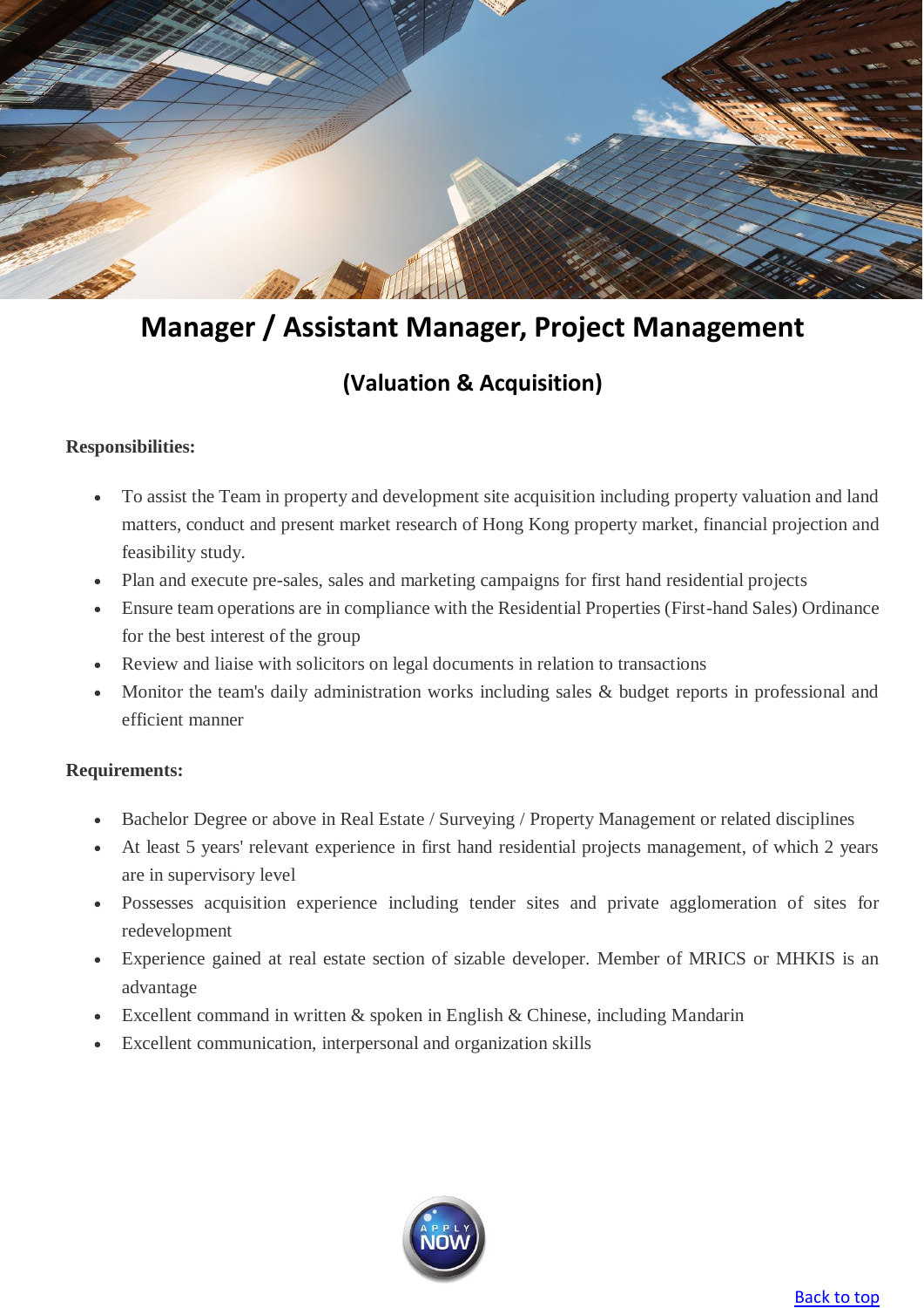# Manager / Assistant Manager, Project Management

## (Valuation & Acquisition)

**Responsibilities:**

- To assist the Team in property and development site acquisition including property valuation and land matters, conduct and present market research of Hong Kong property market, financial projection and feasibility study.
- Plan and execute pre-sales, sales and marketing campaigns for first hand residential projects
- Ensure team operations are in compliance with the Residential Properties (First-hand Sales) Ordinance for the best interest of the group
- Review and liaise with solicitors on legal documents in relation to transactions
- Monitor the team's daily administration works including sales & budget reports in professional and efficient manner

**Requirements:**

- Bachelor Degree or above in Real Estate / Surveying / Property Management or related disciplines
- At least 5 years' relevant experience in first hand residential projects management, of which 2 years are in supervisory level
- Possesses acquisition experience including tender sites and private agglomeration of sites for redevelopment
- Experience gained at real estate section of sizable developer. Member of MRICS or MHKIS is an advantage
- Excellent command in written & spoken in English & Chinese, including Mandarin
- Excellent communication, interpersonal and organization skills

APPLY NOW

Back to top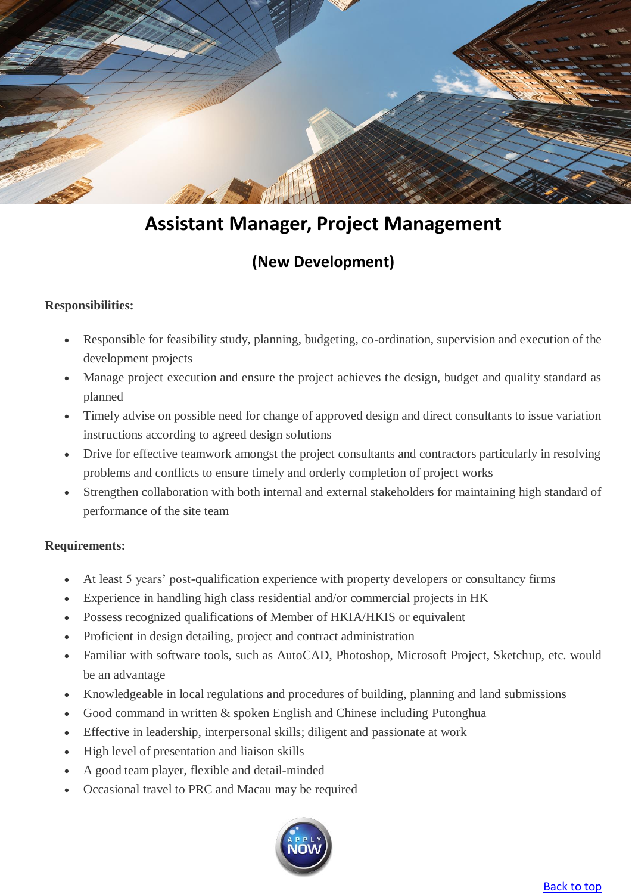# Assistant Manager, Project Management

## (New Development)

**Responsibilities:**

- Responsible for feasibility study, planning, budgeting, co-ordination, supervision and execution of the development projects
- Manage project execution and ensure the project achieves the design, budget and quality standard as planned
- Timely advise on possible need for change of approved design and direct consultants to issue variation instructions according to agreed design solutions
- Drive for effective teamwork amongst the project consultants and contractors particularly in resolving problems and conflicts to ensure timely and orderly completion of project works
- Strengthen collaboration with both internal and external stakeholders for maintaining high standard of performance of the site team

**Requirements:**

- At least 5 years' post-qualification experience with property developers or consultancy firms
- Experience in handling high class residential and/or commercial projects in HK
- Possess recognized qualifications of Member of HKIA/HKIS or equivalent
- Proficient in design detailing, project and contract administration
- Familiar with software tools, such as AutoCAD, Photoshop, Microsoft Project, Sketchup, etc. would be an advantage
- Knowledgeable in local regulations and procedures of building, planning and land submissions
- Good command in written & spoken English and Chinese including Putonghua
- Effective in leadership, interpersonal skills; diligent and passionate at work
- High level of presentation and liaison skills
- A good team player, flexible and detail-minded
- Occasional travel to PRC and Macau may be required

APPLY NOW

Back to top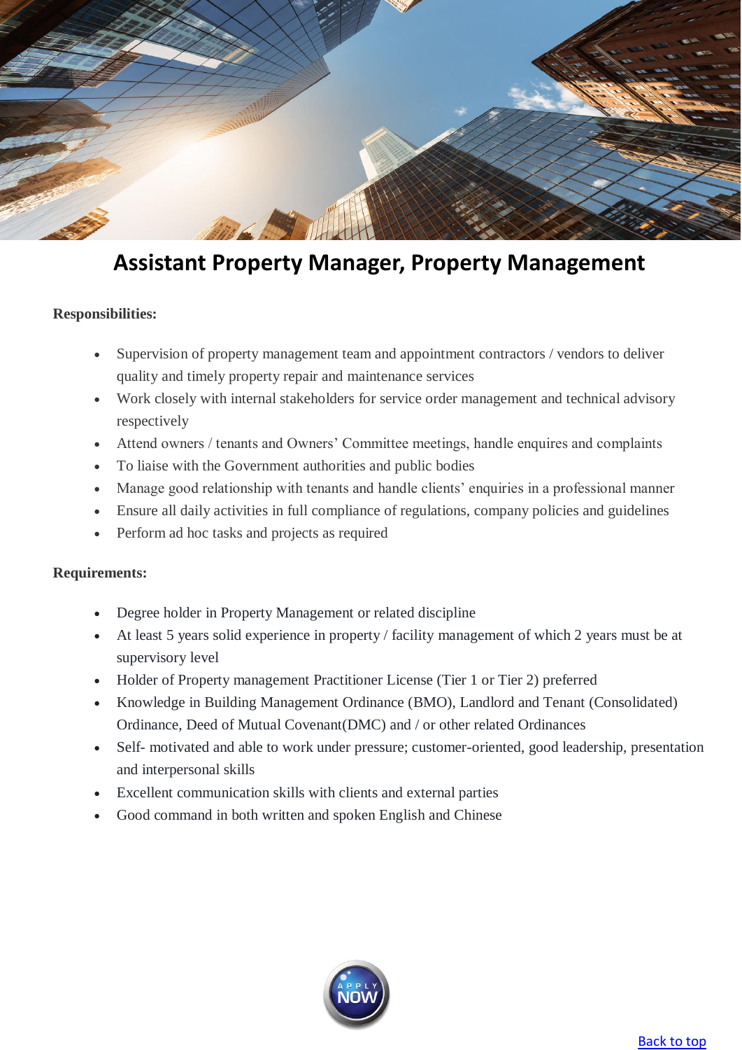# Assistant Property Manager, Property Management

**Responsibilities:**

- Supervision of property management team and appointment contractors / vendors to deliver quality and timely property repair and maintenance services
- Work closely with internal stakeholders for service order management and technical advisory respectively
- Attend owners / tenants and Owners' Committee meetings, handle enquires and complaints
- To liaise with the Government authorities and public bodies
- Manage good relationship with tenants and handle clients' enquiries in a professional manner
- Ensure all daily activities in full compliance of regulations, company policies and guidelines
- Perform ad hoc tasks and projects as required

**Requirements:**

- Degree holder in Property Management or related discipline
- At least 5 years solid experience in property / facility management of which 2 years must be at supervisory level
- Holder of Property management Practitioner License (Tier 1 or Tier 2) preferred
- Knowledge in Building Management Ordinance (BMO), Landlord and Tenant (Consolidated) Ordinance, Deed of Mutual Covenant(DMC) and / or other related Ordinances
- Self- motivated and able to work under pressure; customer-oriented, good leadership, presentation and interpersonal skills
- Excellent communication skills with clients and external parties
- Good command in both written and spoken English and Chinese

APPLY NOW

Back to top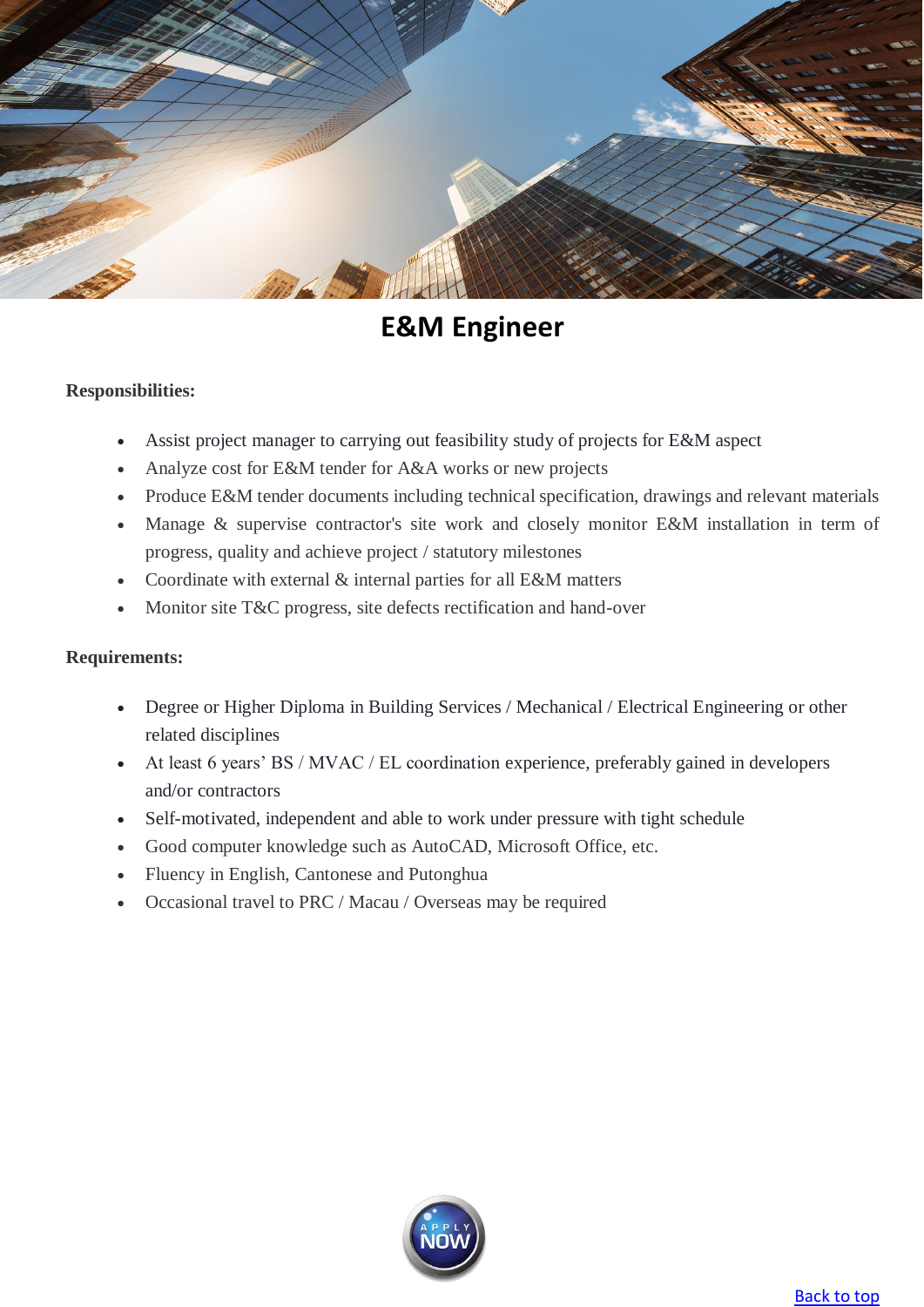# E&M Engineer

**Responsibilities:**

- Assist project manager to carrying out feasibility study of projects for E&M aspect
- Analyze cost for E&M tender for A&A works or new projects
- Produce E&M tender documents including technical specification, drawings and relevant materials
- Manage & supervise contractor's site work and closely monitor E&M installation in term of progress, quality and achieve project / statutory milestones
- Coordinate with external & internal parties for all E&M matters
- Monitor site T&C progress, site defects rectification and hand-over

**Requirements:**

- Degree or Higher Diploma in Building Services / Mechanical / Electrical Engineering or other related disciplines
- At least 6 years' BS / MVAC / EL coordination experience, preferably gained in developers and/or contractors
- Self-motivated, independent and able to work under pressure with tight schedule
- Good computer knowledge such as AutoCAD, Microsoft Office, etc.
- Fluency in English, Cantonese and Putonghua
- Occasional travel to PRC / Macau / Overseas may be required

APPLY NOW

Back to top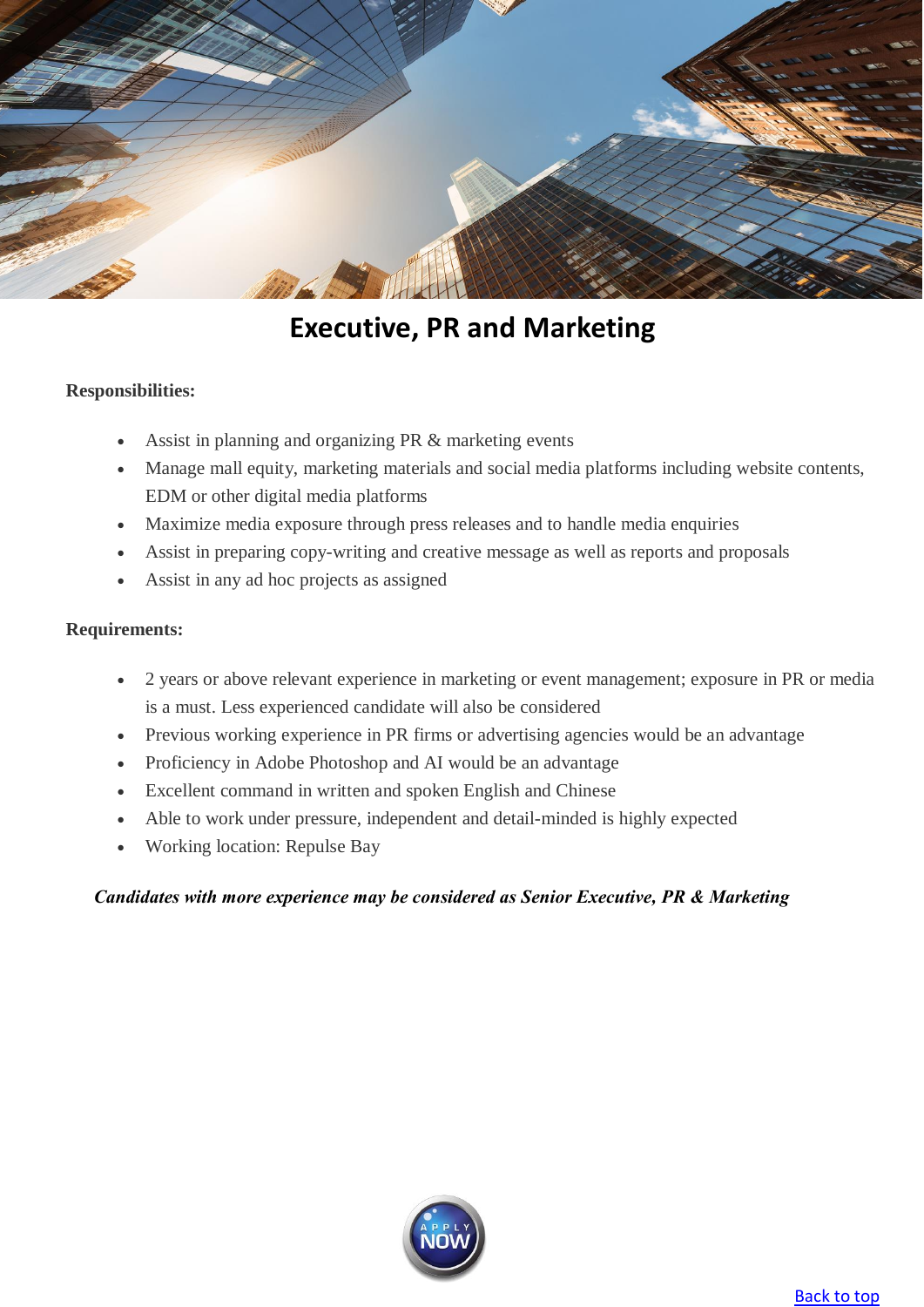# Executive, PR and Marketing

**Responsibilities:**

- Assist in planning and organizing PR & marketing events
- Manage mall equity, marketing materials and social media platforms including website contents, EDM or other digital media platforms
- Maximize media exposure through press releases and to handle media enquiries
- Assist in preparing copy-writing and creative message as well as reports and proposals
- Assist in any ad hoc projects as assigned

**Requirements:**

- 2 years or above relevant experience in marketing or event management; exposure in PR or media is a must. Less experienced candidate will also be considered
- Previous working experience in PR firms or advertising agencies would be an advantage
- Proficiency in Adobe Photoshop and AI would be an advantage
- Excellent command in written and spoken English and Chinese
- Able to work under pressure, independent and detail-minded is highly expected
- Working location: Repulse Bay

***Candidates with more experience may be considered as Senior Executive, PR & Marketing***

APPLY NOW

Back to top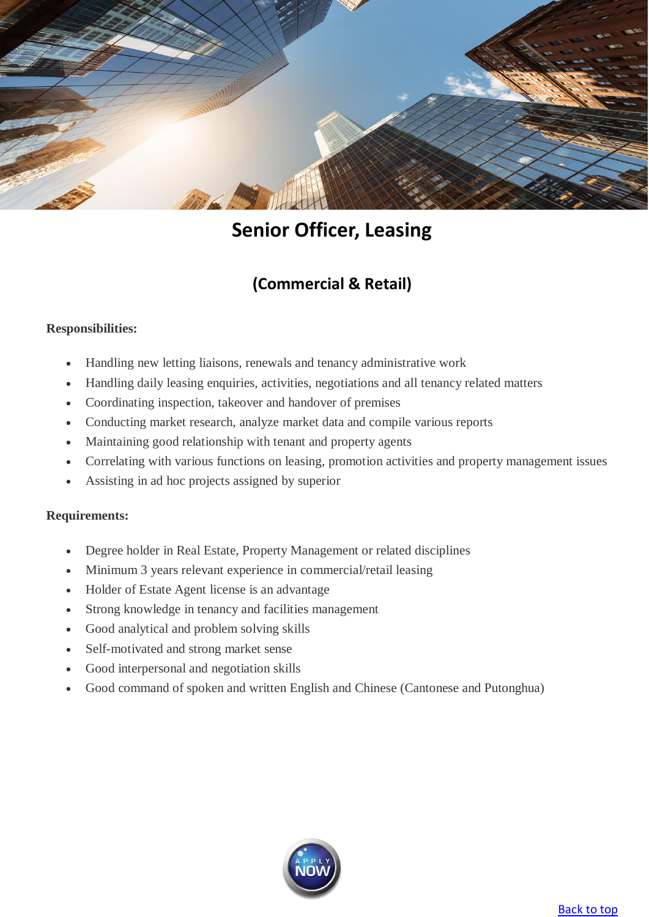# Senior Officer, Leasing

## (Commercial & Retail)

**Responsibilities:**

- Handling new letting liaisons, renewals and tenancy administrative work
- Handling daily leasing enquiries, activities, negotiations and all tenancy related matters
- Coordinating inspection, takeover and handover of premises
- Conducting market research, analyze market data and compile various reports
- Maintaining good relationship with tenant and property agents
- Correlating with various functions on leasing, promotion activities and property management issues
- Assisting in ad hoc projects assigned by superior

**Requirements:**

- Degree holder in Real Estate, Property Management or related disciplines
- Minimum 3 years relevant experience in commercial/retail leasing
- Holder of Estate Agent license is an advantage
- Strong knowledge in tenancy and facilities management
- Good analytical and problem solving skills
- Self-motivated and strong market sense
- Good interpersonal and negotiation skills
- Good command of spoken and written English and Chinese (Cantonese and Putonghua)

APPLY NOW

Back to top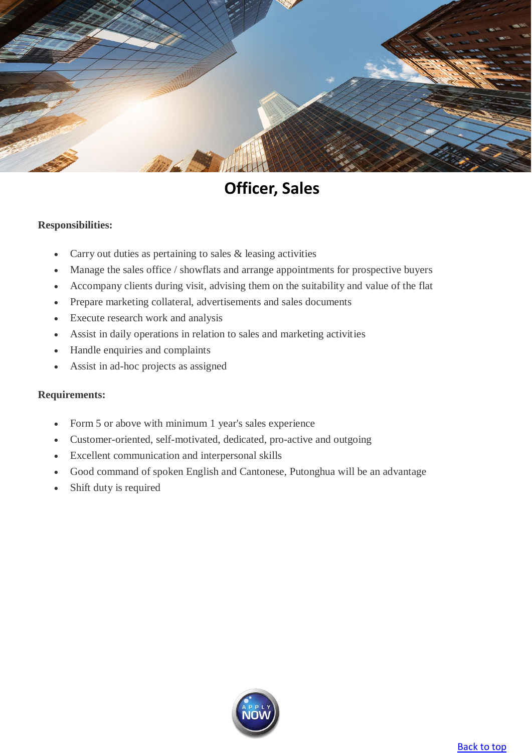# Officer, Sales

**Responsibilities:**

- Carry out duties as pertaining to sales & leasing activities
- Manage the sales office / showflats and arrange appointments for prospective buyers
- Accompany clients during visit, advising them on the suitability and value of the flat
- Prepare marketing collateral, advertisements and sales documents
- Execute research work and analysis
- Assist in daily operations in relation to sales and marketing activities
- Handle enquiries and complaints
- Assist in ad-hoc projects as assigned

**Requirements:**

- Form 5 or above with minimum 1 year's sales experience
- Customer-oriented, self-motivated, dedicated, pro-active and outgoing
- Excellent communication and interpersonal skills
- Good command of spoken English and Cantonese, Putonghua will be an advantage
- Shift duty is required

APPLY NOW

Back to top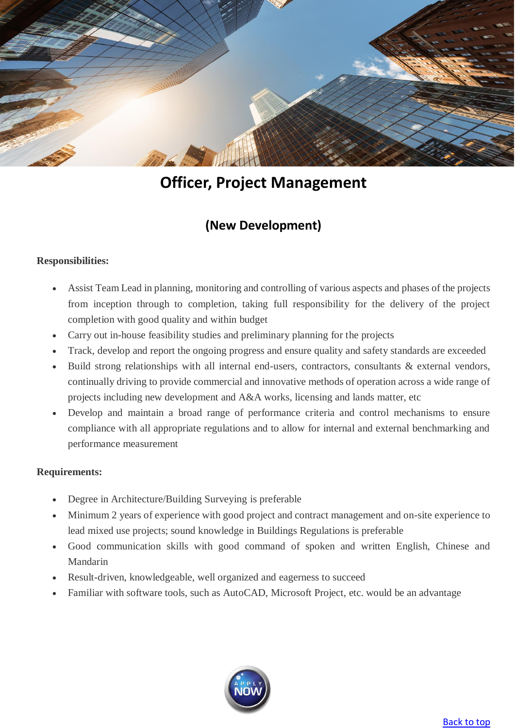# Officer, Project Management

## (New Development)

**Responsibilities:**

- Assist Team Lead in planning, monitoring and controlling of various aspects and phases of the projects from inception through to completion, taking full responsibility for the delivery of the project completion with good quality and within budget
- Carry out in-house feasibility studies and preliminary planning for the projects
- Track, develop and report the ongoing progress and ensure quality and safety standards are exceeded
- Build strong relationships with all internal end-users, contractors, consultants & external vendors, continually driving to provide commercial and innovative methods of operation across a wide range of projects including new development and A&A works, licensing and lands matter, etc
- Develop and maintain a broad range of performance criteria and control mechanisms to ensure compliance with all appropriate regulations and to allow for internal and external benchmarking and performance measurement

**Requirements:**

- Degree in Architecture/Building Surveying is preferable
- Minimum 2 years of experience with good project and contract management and on-site experience to lead mixed use projects; sound knowledge in Buildings Regulations is preferable
- Good communication skills with good command of spoken and written English, Chinese and Mandarin
- Result-driven, knowledgeable, well organized and eagerness to succeed
- Familiar with software tools, such as AutoCAD, Microsoft Project, etc. would be an advantage

APPLY NOW

Back to top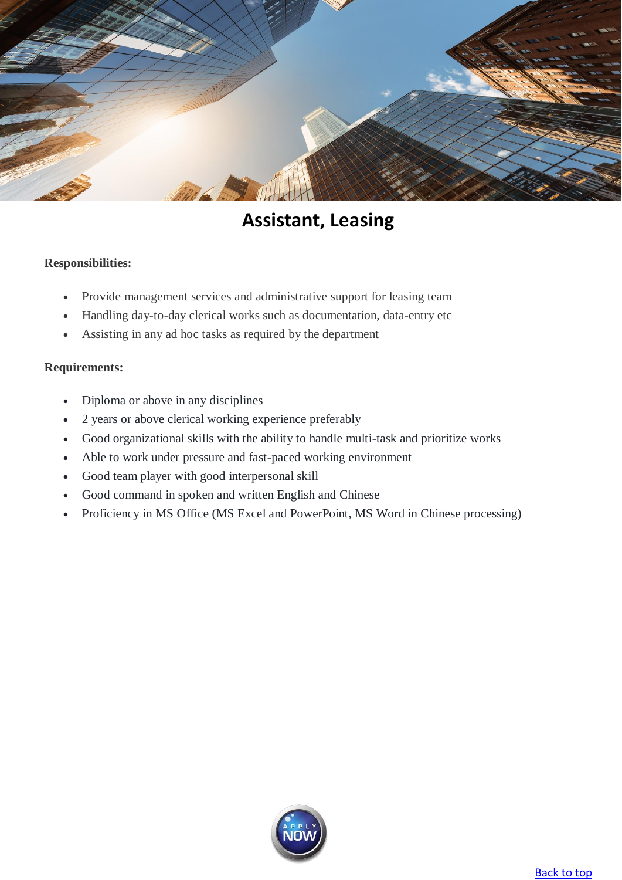# Assistant, Leasing

**Responsibilities:**

- Provide management services and administrative support for leasing team
- Handling day-to-day clerical works such as documentation, data-entry etc
- Assisting in any ad hoc tasks as required by the department

**Requirements:**

- Diploma or above in any disciplines
- 2 years or above clerical working experience preferably
- Good organizational skills with the ability to handle multi-task and prioritize works
- Able to work under pressure and fast-paced working environment
- Good team player with good interpersonal skill
- Good command in spoken and written English and Chinese
- Proficiency in MS Office (MS Excel and PowerPoint, MS Word in Chinese processing)

APPLY NOW

Back to top